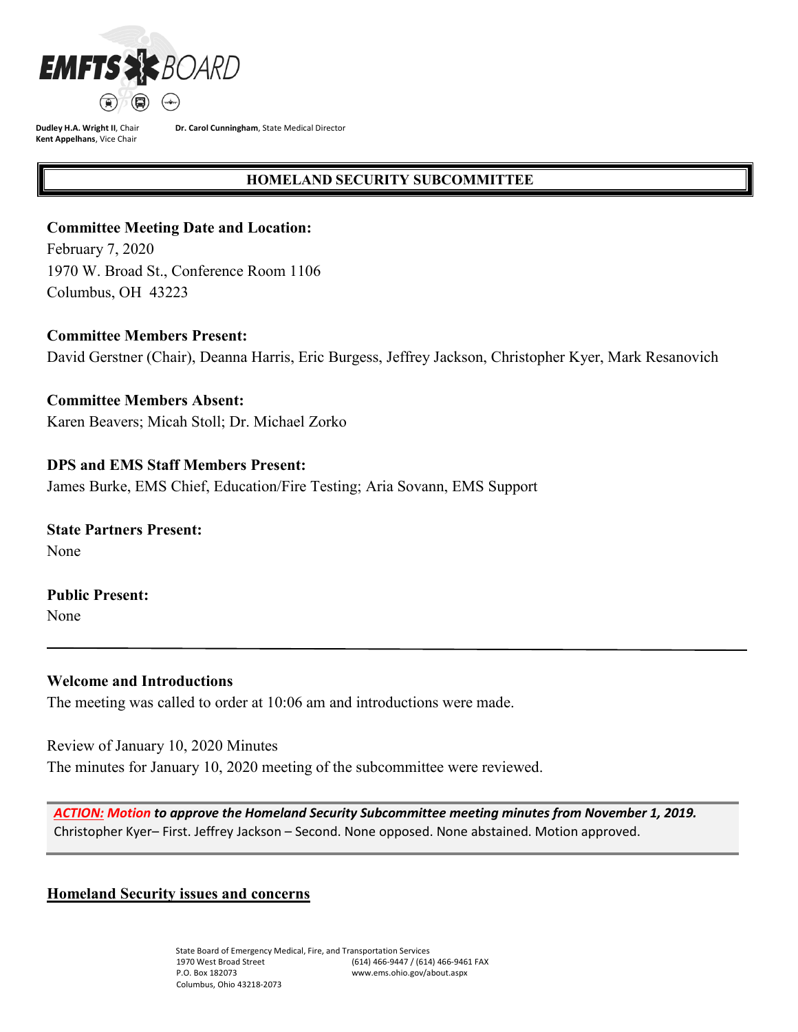**EMFTS BOARD**

**Dudley H.A. Wright II**, Chair
**Kent Appelhans**, Vice Chair

**Dr. Carol Cunningham**, State Medical Director

## HOMELAND SECURITY SUBCOMMITTEE

**Committee Meeting Date and Location:**
February 7, 2020
1970 W. Broad St., Conference Room 1106
Columbus, OH 43223

**Committee Members Present:**
David Gerstner (Chair), Deanna Harris, Eric Burgess, Jeffrey Jackson, Christopher Kyer, Mark Resanovich

**Committee Members Absent:**
Karen Beavers; Micah Stoll; Dr. Michael Zorko

**DPS and EMS Staff Members Present:**
James Burke, EMS Chief, Education/Fire Testing; Aria Sovann, EMS Support

**State Partners Present:**
None

**Public Present:**
None

---

**Welcome and Introductions**
The meeting was called to order at 10:06 am and introductions were made.

Review of January 10, 2020 Minutes
The minutes for January 10, 2020 meeting of the subcommittee were reviewed.

> ***ACTION: Motion to approve the Homeland Security Subcommittee meeting minutes from November 1, 2019.***
> Christopher Kyer– First. Jeffrey Jackson – Second. None opposed. None abstained. Motion approved.

**Homeland Security issues and concerns**

State Board of Emergency Medical, Fire, and Transportation Services
1970 West Broad Street
P.O. Box 182073
Columbus, Ohio 43218-2073
(614) 466-9447 / (614) 466-9461 FAX
www.ems.ohio.gov/about.aspx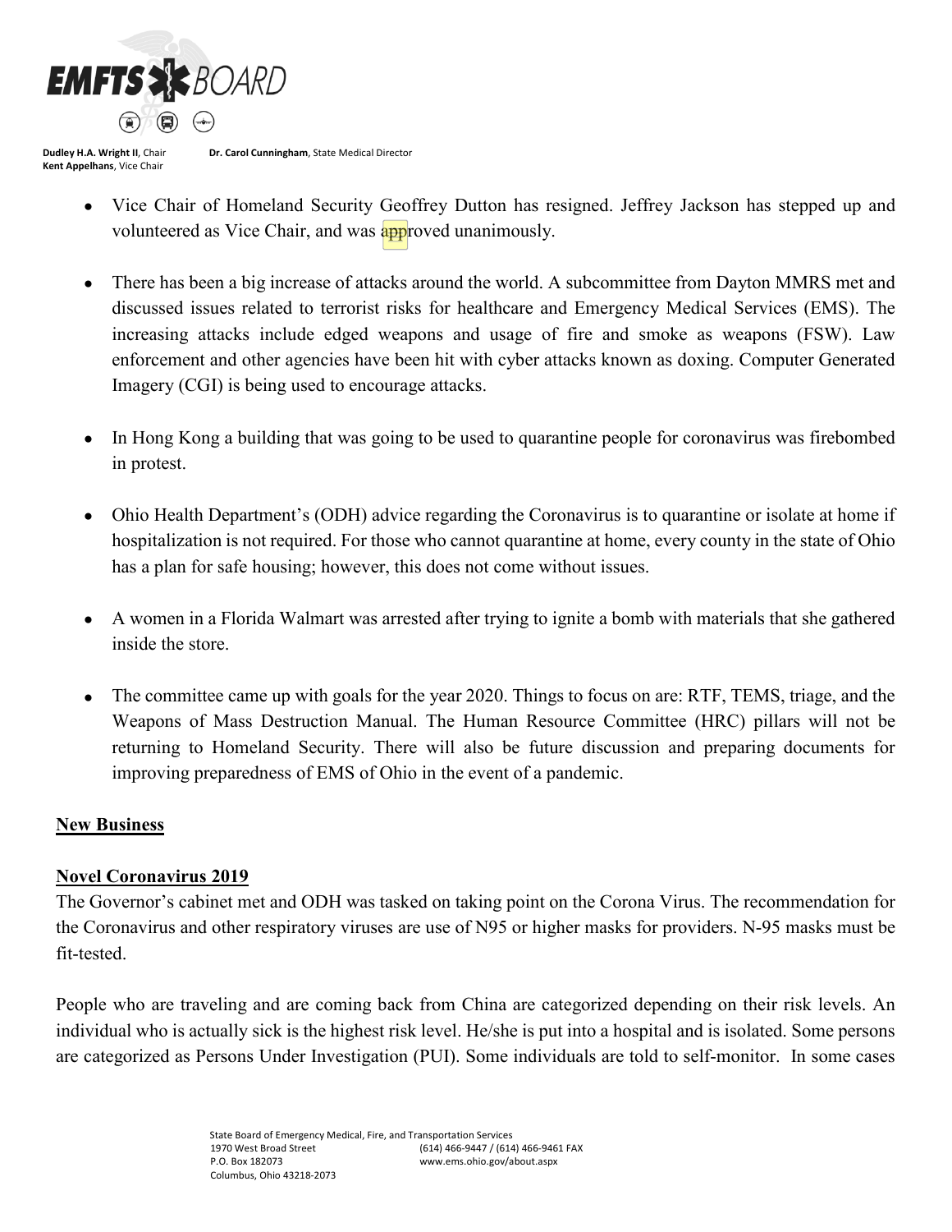- Vice Chair of Homeland Security Geoffrey Dutton has resigned. Jeffrey Jackson has stepped up and volunteered as Vice Chair, and was approved unanimously.
- There has been a big increase of attacks around the world. A subcommittee from Dayton MMRS met and discussed issues related to terrorist risks for healthcare and Emergency Medical Services (EMS). The increasing attacks include edged weapons and usage of fire and smoke as weapons (FSW). Law enforcement and other agencies have been hit with cyber attacks known as doxing. Computer Generated Imagery (CGI) is being used to encourage attacks.
- In Hong Kong a building that was going to be used to quarantine people for coronavirus was firebombed in protest.
- Ohio Health Department's (ODH) advice regarding the Coronavirus is to quarantine or isolate at home if hospitalization is not required. For those who cannot quarantine at home, every county in the state of Ohio has a plan for safe housing; however, this does not come without issues.
- A women in a Florida Walmart was arrested after trying to ignite a bomb with materials that she gathered inside the store.
- The committee came up with goals for the year 2020. Things to focus on are: RTF, TEMS, triage, and the Weapons of Mass Destruction Manual. The Human Resource Committee (HRC) pillars will not be returning to Homeland Security. There will also be future discussion and preparing documents for improving preparedness of EMS of Ohio in the event of a pandemic.

## New Business

### Novel Coronavirus 2019

The Governor's cabinet met and ODH was tasked on taking point on the Corona Virus. The recommendation for the Coronavirus and other respiratory viruses are use of N95 or higher masks for providers. N-95 masks must be fit-tested.

People who are traveling and are coming back from China are categorized depending on their risk levels. An individual who is actually sick is the highest risk level. He/she is put into a hospital and is isolated. Some persons are categorized as Persons Under Investigation (PUI). Some individuals are told to self-monitor. In some cases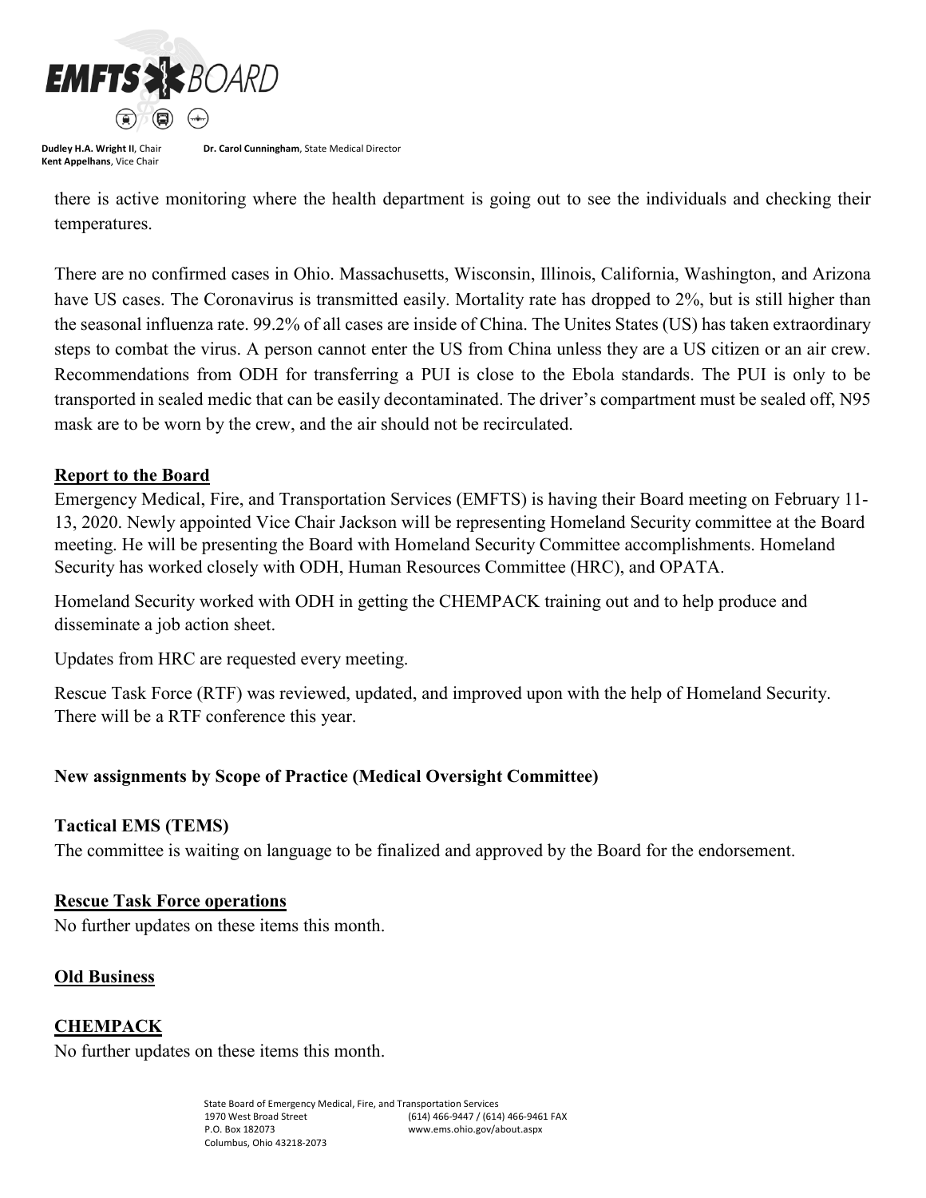there is active monitoring where the health department is going out to see the individuals and checking their temperatures.

There are no confirmed cases in Ohio. Massachusetts, Wisconsin, Illinois, California, Washington, and Arizona have US cases. The Coronavirus is transmitted easily. Mortality rate has dropped to 2%, but is still higher than the seasonal influenza rate. 99.2% of all cases are inside of China. The Unites States (US) has taken extraordinary steps to combat the virus. A person cannot enter the US from China unless they are a US citizen or an air crew. Recommendations from ODH for transferring a PUI is close to the Ebola standards. The PUI is only to be transported in sealed medic that can be easily decontaminated. The driver's compartment must be sealed off, N95 mask are to be worn by the crew, and the air should not be recirculated.

## Report to the Board

Emergency Medical, Fire, and Transportation Services (EMFTS) is having their Board meeting on February 11-13, 2020. Newly appointed Vice Chair Jackson will be representing Homeland Security committee at the Board meeting. He will be presenting the Board with Homeland Security Committee accomplishments. Homeland Security has worked closely with ODH, Human Resources Committee (HRC), and OPATA.

Homeland Security worked with ODH in getting the CHEMPACK training out and to help produce and disseminate a job action sheet.

Updates from HRC are requested every meeting.

Rescue Task Force (RTF) was reviewed, updated, and improved upon with the help of Homeland Security. There will be a RTF conference this year.

## New assignments by Scope of Practice (Medical Oversight Committee)

### Tactical EMS (TEMS)

The committee is waiting on language to be finalized and approved by the Board for the endorsement.

## Rescue Task Force operations

No further updates on these items this month.

## Old Business

## CHEMPACK

No further updates on these items this month.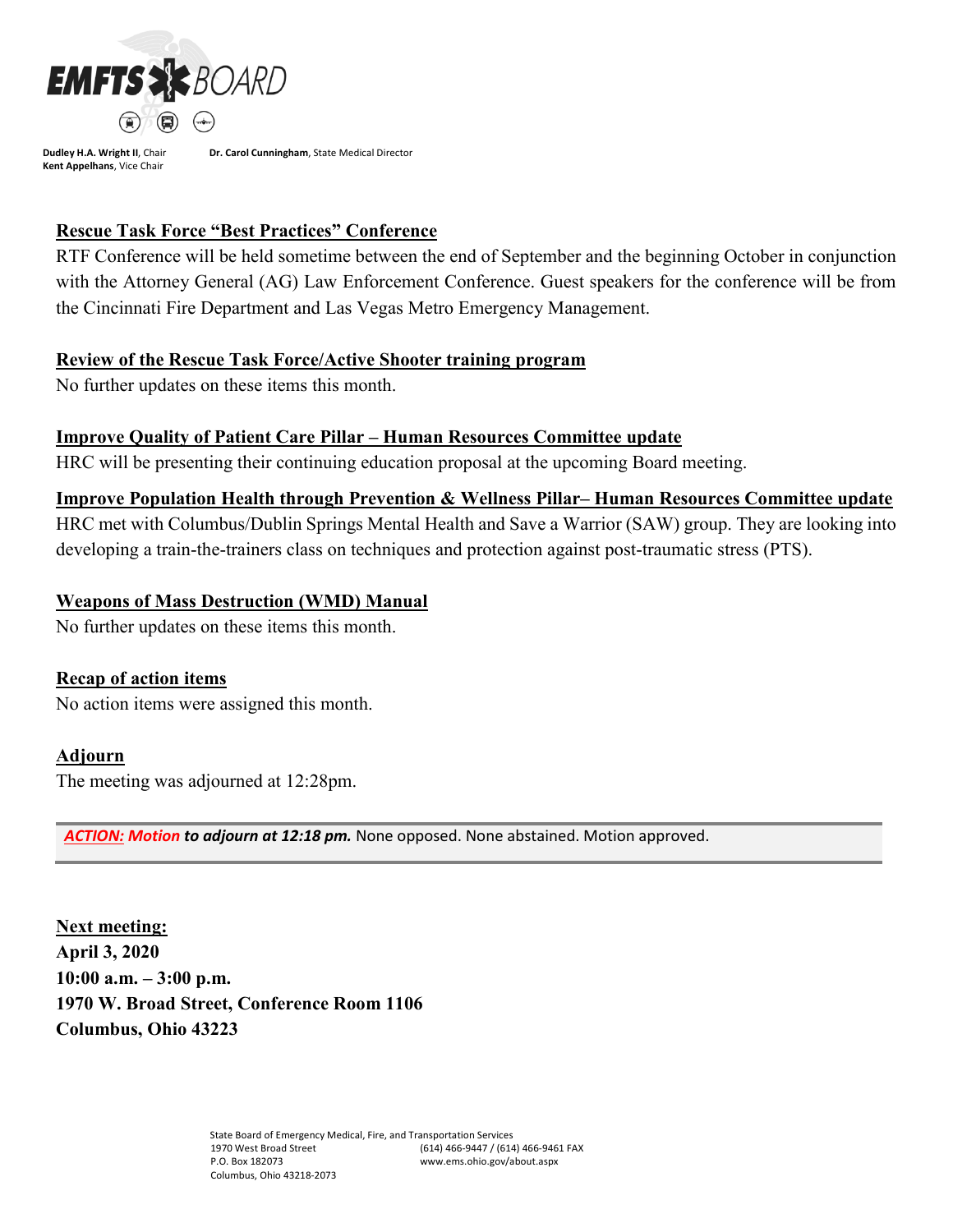Dudley H.A. Wright II, Chair
Kent Appelhans, Vice Chair

Dr. Carol Cunningham, State Medical Director

## Rescue Task Force "Best Practices" Conference

RTF Conference will be held sometime between the end of September and the beginning October in conjunction with the Attorney General (AG) Law Enforcement Conference. Guest speakers for the conference will be from the Cincinnati Fire Department and Las Vegas Metro Emergency Management.

## Review of the Rescue Task Force/Active Shooter training program

No further updates on these items this month.

## Improve Quality of Patient Care Pillar – Human Resources Committee update

HRC will be presenting their continuing education proposal at the upcoming Board meeting.

## Improve Population Health through Prevention & Wellness Pillar– Human Resources Committee update

HRC met with Columbus/Dublin Springs Mental Health and Save a Warrior (SAW) group. They are looking into developing a train-the-trainers class on techniques and protection against post-traumatic stress (PTS).

## Weapons of Mass Destruction (WMD) Manual

No further updates on these items this month.

## Recap of action items

No action items were assigned this month.

## Adjourn

The meeting was adjourned at 12:28pm.

***ACTION: Motion to adjourn at 12:18 pm.*** None opposed. None abstained. Motion approved.

**Next meeting:**
**April 3, 2020**
**10:00 a.m. – 3:00 p.m.**
**1970 W. Broad Street, Conference Room 1106**
**Columbus, Ohio 43223**

State Board of Emergency Medical, Fire, and Transportation Services
1970 West Broad Street
P.O. Box 182073
Columbus, Ohio 43218-2073
(614) 466-9447 / (614) 466-9461 FAX
www.ems.ohio.gov/about.aspx